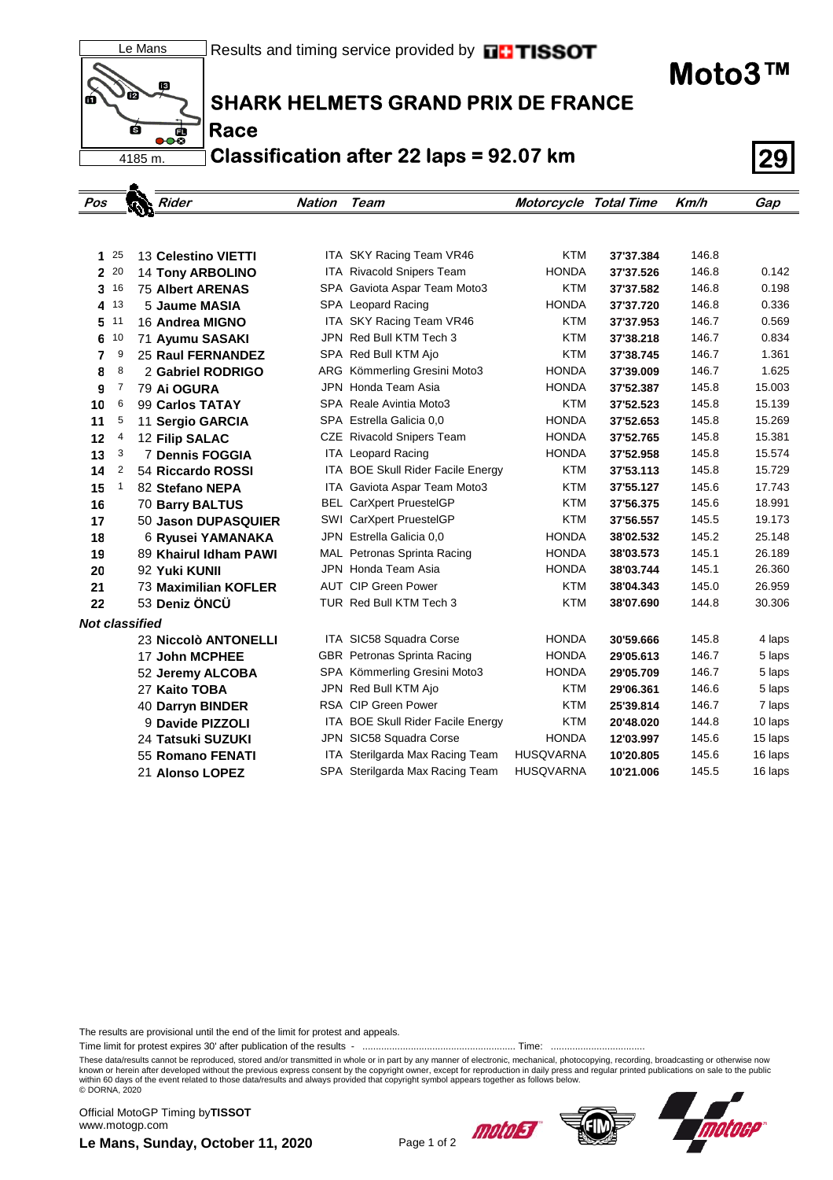Le Mans

4185 m.

Results and timing service provided by TISSOT

# Moto3™

## SHARK HELMETS GRAND PRIX DE FRANCE

### Race

### Classification after 22 laps = 92.07 km

**29**

| Pos | Points | Rider | Nation | Team | Motorcycle | Total Time | Km/h | Gap |
|---|---|---|---|---|---|---|---|---|
| 1 | 25 | 13 **Celestino VIETTI** | ITA | SKY Racing Team VR46 | KTM | **37'37.384** | 146.8 | |
| 2 | 20 | 14 **Tony ARBOLINO** | ITA | Rivacold Snipers Team | HONDA | **37'37.526** | 146.8 | 0.142 |
| 3 | 16 | 75 **Albert ARENAS** | SPA | Gaviota Aspar Team Moto3 | KTM | **37'37.582** | 146.8 | 0.198 |
| 4 | 13 | 5 **Jaume MASIA** | SPA | Leopard Racing | HONDA | **37'37.720** | 146.8 | 0.336 |
| 5 | 11 | 16 **Andrea MIGNO** | ITA | SKY Racing Team VR46 | KTM | **37'37.953** | 146.7 | 0.569 |
| 6 | 10 | 71 **Ayumu SASAKI** | JPN | Red Bull KTM Tech 3 | KTM | **37'38.218** | 146.7 | 0.834 |
| 7 | 9 | 25 **Raul FERNANDEZ** | SPA | Red Bull KTM Ajo | KTM | **37'38.745** | 146.7 | 1.361 |
| 8 | 8 | 2 **Gabriel RODRIGO** | ARG | Kömmerling Gresini Moto3 | HONDA | **37'39.009** | 146.7 | 1.625 |
| 9 | 7 | 79 **Ai OGURA** | JPN | Honda Team Asia | HONDA | **37'52.387** | 145.8 | 15.003 |
| 10 | 6 | 99 **Carlos TATAY** | SPA | Reale Avintia Moto3 | KTM | **37'52.523** | 145.8 | 15.139 |
| 11 | 5 | 11 **Sergio GARCIA** | SPA | Estrella Galicia 0,0 | HONDA | **37'52.653** | 145.8 | 15.269 |
| 12 | 4 | 12 **Filip SALAC** | CZE | Rivacold Snipers Team | HONDA | **37'52.765** | 145.8 | 15.381 |
| 13 | 3 | 7 **Dennis FOGGIA** | ITA | Leopard Racing | HONDA | **37'52.958** | 145.8 | 15.574 |
| 14 | 2 | 54 **Riccardo ROSSI** | ITA | BOE Skull Rider Facile Energy | KTM | **37'53.113** | 145.8 | 15.729 |
| 15 | 1 | 82 **Stefano NEPA** | ITA | Gaviota Aspar Team Moto3 | KTM | **37'55.127** | 145.6 | 17.743 |
| 16 | | 70 **Barry BALTUS** | BEL | CarXpert PruestelGP | KTM | **37'56.375** | 145.6 | 18.991 |
| 17 | | 50 **Jason DUPASQUIER** | SWI | CarXpert PruestelGP | KTM | **37'56.557** | 145.5 | 19.173 |
| 18 | | 6 **Ryusei YAMANAKA** | JPN | Estrella Galicia 0,0 | HONDA | **38'02.532** | 145.2 | 25.148 |
| 19 | | 89 **Khairul Idham PAWI** | MAL | Petronas Sprinta Racing | HONDA | **38'03.573** | 145.1 | 26.189 |
| 20 | | 92 **Yuki KUNII** | JPN | Honda Team Asia | HONDA | **38'03.744** | 145.1 | 26.360 |
| 21 | | 73 **Maximilian KOFLER** | AUT | CIP Green Power | KTM | **38'04.343** | 145.0 | 26.959 |
| 22 | | 53 **Deniz ÖNCÜ** | TUR | Red Bull KTM Tech 3 | KTM | **38'07.690** | 144.8 | 30.306 |
| ***Not classified*** | | | | | | | | |
| | | 23 **Niccolò ANTONELLI** | ITA | SIC58 Squadra Corse | HONDA | **30'59.666** | 145.8 | 4 laps |
| | | 17 **John MCPHEE** | GBR | Petronas Sprinta Racing | HONDA | **29'05.613** | 146.7 | 5 laps |
| | | 52 **Jeremy ALCOBA** | SPA | Kömmerling Gresini Moto3 | HONDA | **29'05.709** | 146.7 | 5 laps |
| | | 27 **Kaito TOBA** | JPN | Red Bull KTM Ajo | KTM | **29'06.361** | 146.6 | 5 laps |
| | | 40 **Darryn BINDER** | RSA | CIP Green Power | KTM | **25'39.814** | 146.7 | 7 laps |
| | | 9 **Davide PIZZOLI** | ITA | BOE Skull Rider Facile Energy | KTM | **20'48.020** | 144.8 | 10 laps |
| | | 24 **Tatsuki SUZUKI** | JPN | SIC58 Squadra Corse | HONDA | **12'03.997** | 145.6 | 15 laps |
| | | 55 **Romano FENATI** | ITA | Sterilgarda Max Racing Team | HUSQVARNA | **10'20.805** | 145.6 | 16 laps |
| | | 21 **Alonso LOPEZ** | SPA | Sterilgarda Max Racing Team | HUSQVARNA | **10'21.006** | 145.5 | 16 laps |

The results are provisional until the end of the limit for protest and appeals.

Time limit for protest expires 30' after publication of the results - ......................................................... Time: ..................................

These data/results cannot be reproduced, stored and/or transmitted in whole or in part by any manner of electronic, mechanical, photocopying, recording, broadcasting or otherwise now known or herein after developed without the previous express consent by the copyright owner, except for reproduction in daily press and regular printed publications on sale to the public within 60 days of the event related to those data/results and always provided that copyright symbol appears together as follows below.
© DORNA, 2020

Official MotoGP Timing by **TISSOT**
www.motogp.com

**Le Mans, Sunday, October 11, 2020**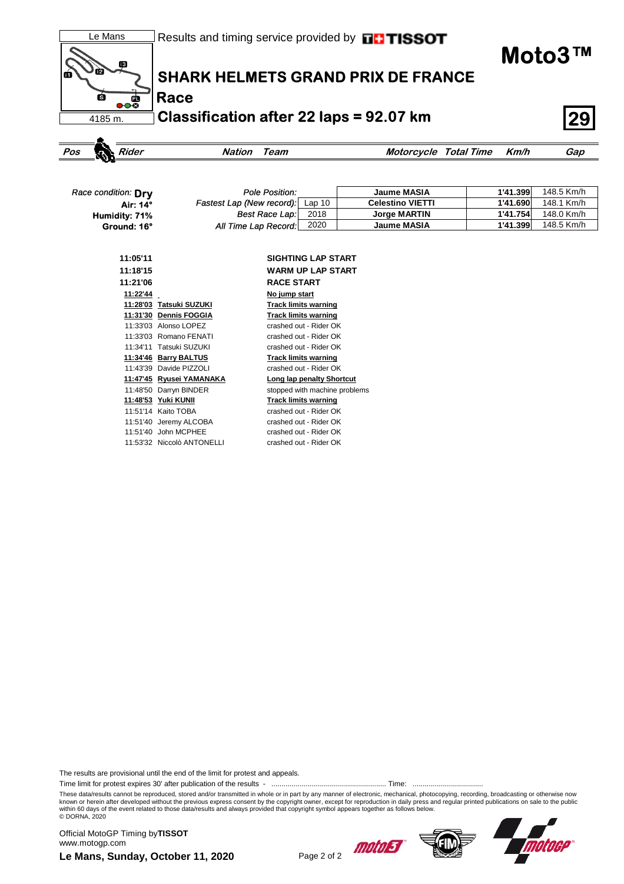Le Mans

4185 m.

Results and timing service provided by TISSOT

# Moto3™

## SHARK HELMETS GRAND PRIX DE FRANCE

## Race

## Classification after 22 laps = 92.07 km

**29**

| Pos | Rider | Nation | Team | Motorcycle | Total Time | Km/h | Gap |
|---|---|---|---|---|---|---|---|

Race condition: **Dry**
**Air: 14°**
**Humidity: 71%**
**Ground: 16°**

| | | | | |
|---|---|---|---|---|
| *Pole Position:* | | **Jaume MASIA** | **1'41.399** | 148.5 Km/h |
| *Fastest Lap (New record):* | Lap 10 | **Celestino VIETTI** | **1'41.690** | 148.1 Km/h |
| *Best Race Lap:* | 2018 | **Jorge MARTIN** | **1'41.754** | 148.0 Km/h |
| *All Time Lap Record:* | 2020 | **Jaume MASIA** | **1'41.399** | 148.5 Km/h |

| | | |
|---|---|---|
| **11:05'11** | | **SIGHTING LAP START** |
| **11:18'15** | | **WARM UP LAP START** |
| **11:21'06** | | **RACE START** |
| **11:22'44** | | **No jump start** |
| **11:28'03** | **Tatsuki SUZUKI** | **Track limits warning** |
| **11:31'30** | **Dennis FOGGIA** | **Track limits warning** |
| 11:33'03 | Alonso LOPEZ | crashed out - Rider OK |
| 11:33'03 | Romano FENATI | crashed out - Rider OK |
| 11:34'11 | Tatsuki SUZUKI | crashed out - Rider OK |
| **11:34'46** | **Barry BALTUS** | **Track limits warning** |
| 11:43'39 | Davide PIZZOLI | crashed out - Rider OK |
| **11:47'45** | **Ryusei YAMANAKA** | **Long lap penalty Shortcut** |
| 11:48'50 | Darryn BINDER | stopped with machine problems |
| **11:48'53** | **Yuki KUNII** | **Track limits warning** |
| 11:51'14 | Kaito TOBA | crashed out - Rider OK |
| 11:51'40 | Jeremy ALCOBA | crashed out - Rider OK |
| 11:51'40 | John MCPHEE | crashed out - Rider OK |
| 11:53'32 | Niccolò ANTONELLI | crashed out - Rider OK |

The results are provisional until the end of the limit for protest and appeals.

Time limit for protest expires 30' after publication of the results - ........................................................ Time: ..................................

These data/results cannot be reproduced, stored and/or transmitted in whole or in part by any manner of electronic, mechanical, photocopying, recording, broadcasting or otherwise now known or herein after developed without the previous express consent by the copyright owner, except for reproduction in daily press and regular printed publications on sale to the public within 60 days of the event related to those data/results and always provided that copyright symbol appears together as follows below.
© DORNA, 2020

Official MotoGP Timing by **TISSOT**
www.motogp.com

**Le Mans, Sunday, October 11, 2020**